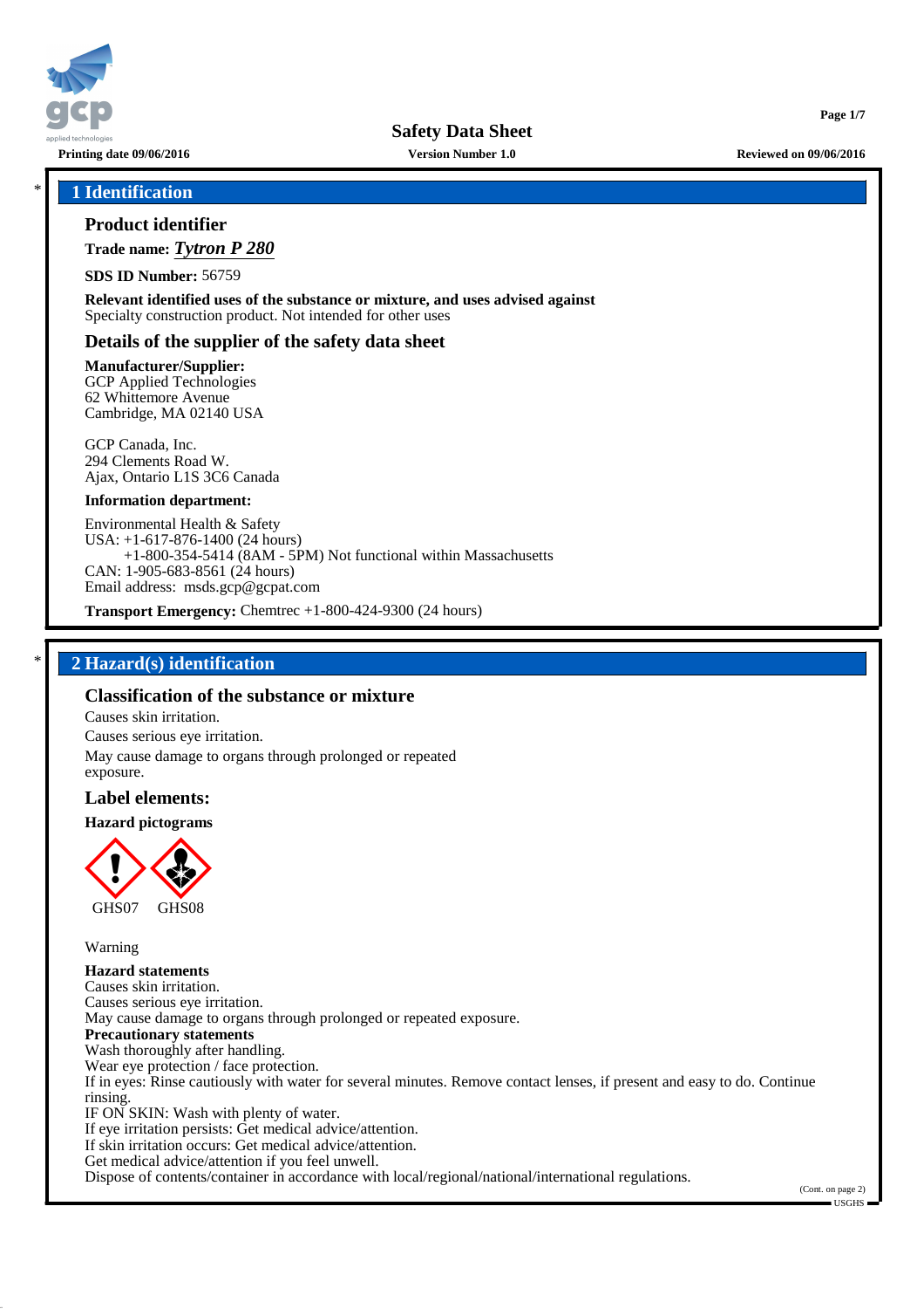# Safety Data Sheet

**Printing date 09/06/2016** **Version Number 1.0** **Reviewed on 09/06/2016**

## 1 Identification

### Product identifier

**Trade name:** ***Tytron P 280***

**SDS ID Number:** 56759

**Relevant identified uses of the substance or mixture, and uses advised against**
Specialty construction product. Not intended for other uses

### Details of the supplier of the safety data sheet

**Manufacturer/Supplier:**
GCP Applied Technologies
62 Whittemore Avenue
Cambridge, MA 02140 USA

GCP Canada, Inc.
294 Clements Road W.
Ajax, Ontario L1S 3C6 Canada

**Information department:**

Environmental Health & Safety
USA: +1-617-876-1400 (24 hours)
+1-800-354-5414 (8AM - 5PM) Not functional within Massachusetts
CAN: 1-905-683-8561 (24 hours)
Email address: msds.gcp@gcpat.com

**Transport Emergency:** Chemtrec +1-800-424-9300 (24 hours)

## 2 Hazard(s) identification

### Classification of the substance or mixture

Causes skin irritation.

Causes serious eye irritation.

May cause damage to organs through prolonged or repeated exposure.

### Label elements:

**Hazard pictograms**

GHS07 GHS08

Warning

**Hazard statements**
Causes skin irritation.
Causes serious eye irritation.
May cause damage to organs through prolonged or repeated exposure.
**Precautionary statements**
Wash thoroughly after handling.
Wear eye protection / face protection.
If in eyes: Rinse cautiously with water for several minutes. Remove contact lenses, if present and easy to do. Continue rinsing.
IF ON SKIN: Wash with plenty of water.
If eye irritation persists: Get medical advice/attention.
If skin irritation occurs: Get medical advice/attention.
Get medical advice/attention if you feel unwell.
Dispose of contents/container in accordance with local/regional/national/international regulations.

(Cont. on page 2)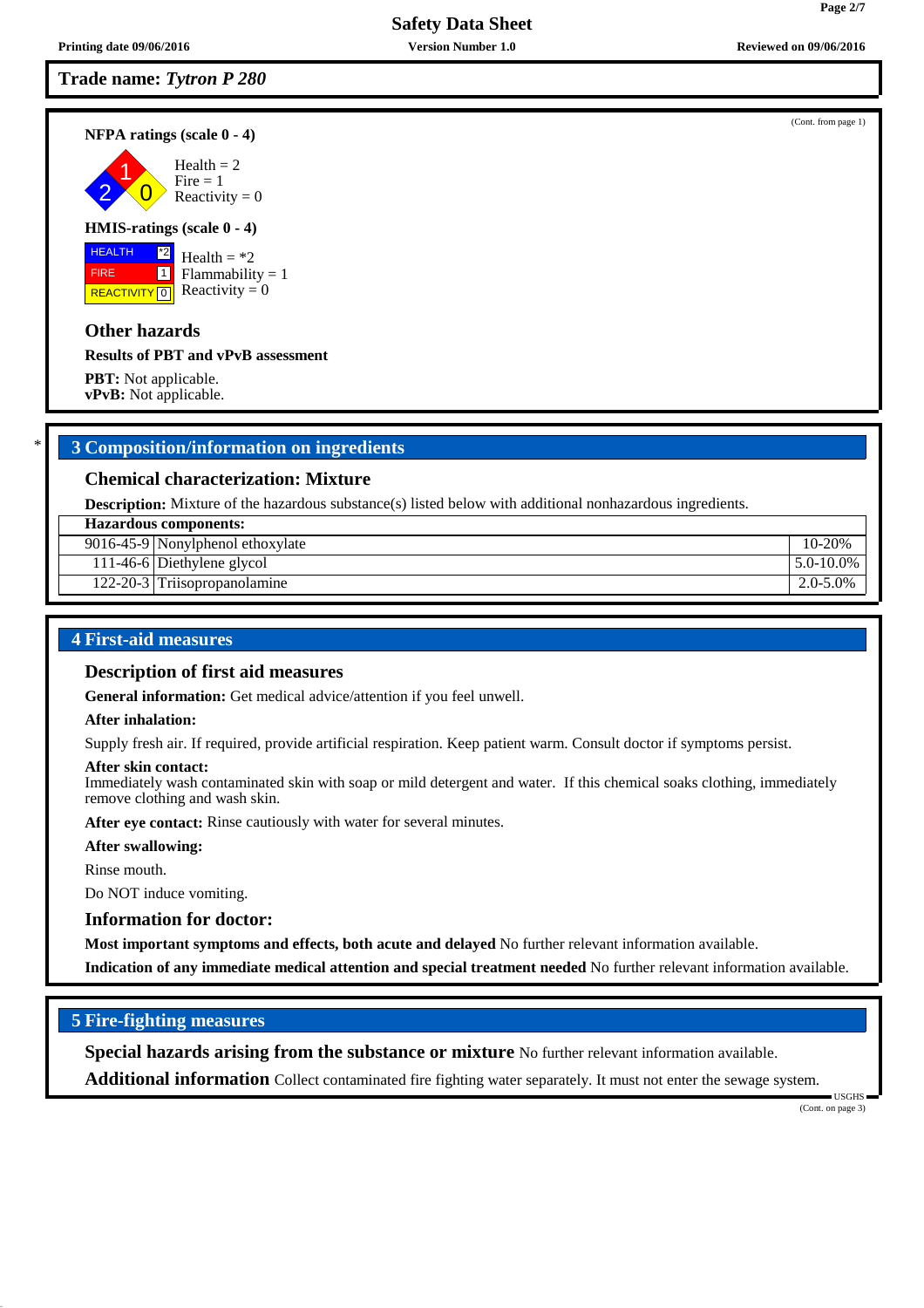**Trade name:** ***Tytron P 280***

(Cont. from page 1)

**NFPA ratings (scale 0 - 4)**

Health = 2
Fire = 1
Reactivity = 0

**HMIS-ratings (scale 0 - 4)**

| | |
|---|---|
| HEALTH | *2 |
| FIRE | 1 |
| REACTIVITY | 0 |

Health = *2
Flammability = 1
Reactivity = 0

### Other hazards

**Results of PBT and vPvB assessment**

**PBT:** Not applicable.
**vPvB:** Not applicable.

## 3 Composition/information on ingredients

### Chemical characterization: Mixture

**Description:** Mixture of the hazardous substance(s) listed below with additional nonhazardous ingredients.

| **Hazardous components:** | | |
|---|---|---|
| 9016-45-9 | Nonylphenol ethoxylate | 10-20% |
| 111-46-6 | Diethylene glycol | 5.0-10.0% |
| 122-20-3 | Triisopropanolamine | 2.0-5.0% |

## 4 First-aid measures

### Description of first aid measures

**General information:** Get medical advice/attention if you feel unwell.

**After inhalation:**

Supply fresh air. If required, provide artificial respiration. Keep patient warm. Consult doctor if symptoms persist.

**After skin contact:**
Immediately wash contaminated skin with soap or mild detergent and water. If this chemical soaks clothing, immediately remove clothing and wash skin.

**After eye contact:** Rinse cautiously with water for several minutes.

**After swallowing:**

Rinse mouth.

Do NOT induce vomiting.

### Information for doctor:

**Most important symptoms and effects, both acute and delayed** No further relevant information available.

**Indication of any immediate medical attention and special treatment needed** No further relevant information available.

## 5 Fire-fighting measures

**Special hazards arising from the substance or mixture** No further relevant information available.

**Additional information** Collect contaminated fire fighting water separately. It must not enter the sewage system.

(Cont. on page 3)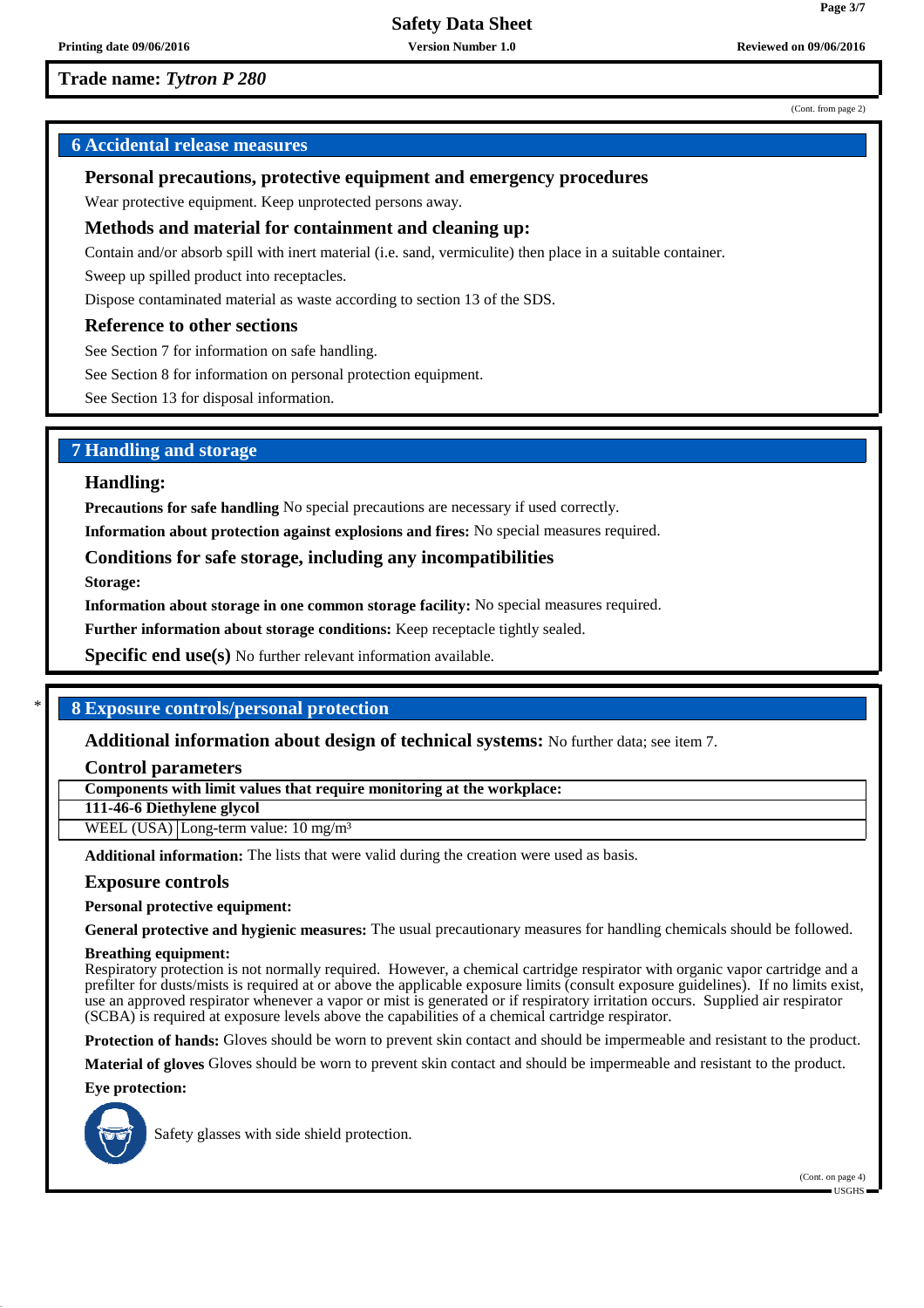**Trade name: *Tytron P 280***

(Cont. from page 2)

## 6 Accidental release measures

### Personal precautions, protective equipment and emergency procedures

Wear protective equipment. Keep unprotected persons away.

### Methods and material for containment and cleaning up:

Contain and/or absorb spill with inert material (i.e. sand, vermiculite) then place in a suitable container.

Sweep up spilled product into receptacles.

Dispose contaminated material as waste according to section 13 of the SDS.

### Reference to other sections

See Section 7 for information on safe handling.

See Section 8 for information on personal protection equipment.

See Section 13 for disposal information.

## 7 Handling and storage

### Handling:

**Precautions for safe handling** No special precautions are necessary if used correctly.

**Information about protection against explosions and fires:** No special measures required.

### Conditions for safe storage, including any incompatibilities

**Storage:**

**Information about storage in one common storage facility:** No special measures required.

**Further information about storage conditions:** Keep receptacle tightly sealed.

**Specific end use(s)** No further relevant information available.

## * 8 Exposure controls/personal protection

**Additional information about design of technical systems:** No further data; see item 7.

### Control parameters

| **Components with limit values that require monitoring at the workplace:** | |
|---|---|
| **111-46-6 Diethylene glycol** | |
| WEEL (USA) | Long-term value: 10 mg/m³ |

**Additional information:** The lists that were valid during the creation were used as basis.

### Exposure controls

**Personal protective equipment:**

**General protective and hygienic measures:** The usual precautionary measures for handling chemicals should be followed.

**Breathing equipment:**
Respiratory protection is not normally required. However, a chemical cartridge respirator with organic vapor cartridge and a prefilter for dusts/mists is required at or above the applicable exposure limits (consult exposure guidelines). If no limits exist, use an approved respirator whenever a vapor or mist is generated or if respiratory irritation occurs. Supplied air respirator (SCBA) is required at exposure levels above the capabilities of a chemical cartridge respirator.

**Protection of hands:** Gloves should be worn to prevent skin contact and should be impermeable and resistant to the product.

**Material of gloves** Gloves should be worn to prevent skin contact and should be impermeable and resistant to the product.

**Eye protection:**

Safety glasses with side shield protection.

(Cont. on page 4)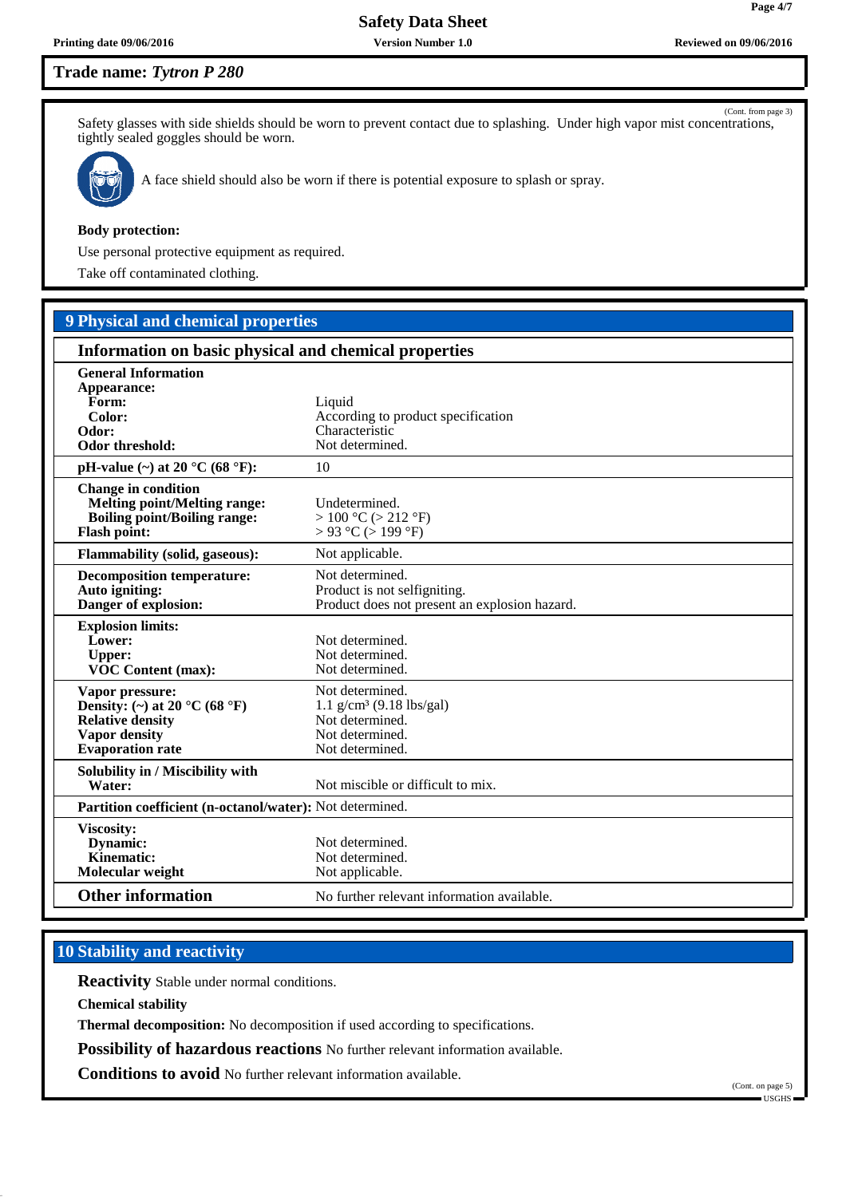**Trade name:** *Tytron P 280*

(Cont. from page 3)

Safety glasses with side shields should be worn to prevent contact due to splashing. Under high vapor mist concentrations, tightly sealed goggles should be worn.

A face shield should also be worn if there is potential exposure to splash or spray.

**Body protection:**

Use personal protective equipment as required.

Take off contaminated clothing.

## 9 Physical and chemical properties

### Information on basic physical and chemical properties

| | |
|---|---|
| **General Information** | |
| **Appearance:** | |
| **Form:** | Liquid |
| **Color:** | According to product specification |
| **Odor:** | Characteristic |
| **Odor threshold:** | Not determined. |
| **pH-value (~) at 20 °C (68 °F):** | 10 |
| **Change in condition** | |
| **Melting point/Melting range:** | Undetermined. |
| **Boiling point/Boiling range:** | > 100 °C (> 212 °F) |
| **Flash point:** | > 93 °C (> 199 °F) |
| **Flammability (solid, gaseous):** | Not applicable. |
| **Decomposition temperature:** | Not determined. |
| **Auto igniting:** | Product is not selfigniting. |
| **Danger of explosion:** | Product does not present an explosion hazard. |
| **Explosion limits:** | |
| **Lower:** | Not determined. |
| **Upper:** | Not determined. |
| **VOC Content (max):** | Not determined. |
| **Vapor pressure:** | Not determined. |
| **Density: (~) at 20 °C (68 °F)** | 1.1 g/cm³ (9.18 lbs/gal) |
| **Relative density** | Not determined. |
| **Vapor density** | Not determined. |
| **Evaporation rate** | Not determined. |
| **Solubility in / Miscibility with Water:** | Not miscible or difficult to mix. |
| **Partition coefficient (n-octanol/water):** | Not determined. |
| **Viscosity:** | |
| **Dynamic:** | Not determined. |
| **Kinematic:** | Not determined. |
| **Molecular weight** | Not applicable. |
| **Other information** | No further relevant information available. |

## 10 Stability and reactivity

**Reactivity** Stable under normal conditions.

**Chemical stability**

**Thermal decomposition:** No decomposition if used according to specifications.

**Possibility of hazardous reactions** No further relevant information available.

**Conditions to avoid** No further relevant information available.

(Cont. on page 5)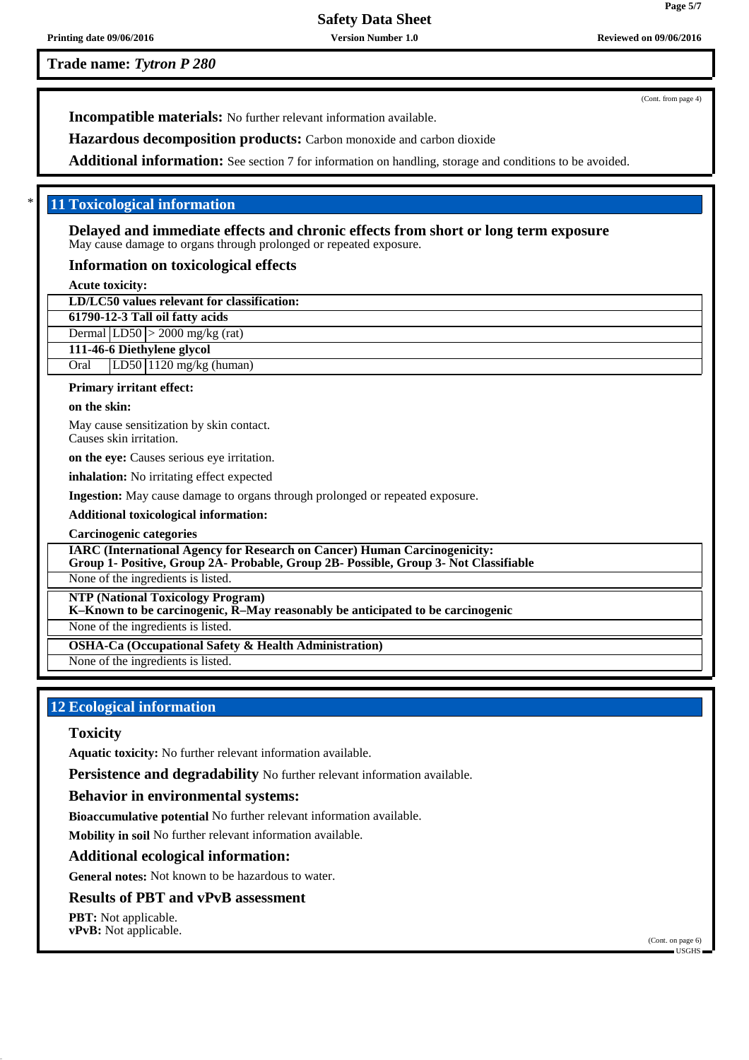**Trade name:** ***Tytron P 280***

(Cont. from page 4)

**Incompatible materials:** No further relevant information available.

**Hazardous decomposition products:** Carbon monoxide and carbon dioxide

**Additional information:** See section 7 for information on handling, storage and conditions to be avoided.

## 11 Toxicological information

### Delayed and immediate effects and chronic effects from short or long term exposure

May cause damage to organs through prolonged or repeated exposure.

### Information on toxicological effects

**Acute toxicity:**

| **LD/LC50 values relevant for classification:** | | |
|---|---|---|
| **61790-12-3 Tall oil fatty acids** | | |
| Dermal | LD50 | > 2000 mg/kg (rat) |
| **111-46-6 Diethylene glycol** | | |
| Oral | LD50 | 1120 mg/kg (human) |

**Primary irritant effect:**

**on the skin:**

May cause sensitization by skin contact.
Causes skin irritation.

**on the eye:** Causes serious eye irritation.

**inhalation:** No irritating effect expected

**Ingestion:** May cause damage to organs through prolonged or repeated exposure.

**Additional toxicological information:**

**Carcinogenic categories**

| **IARC (International Agency for Research on Cancer) Human Carcinogenicity: Group 1- Positive, Group 2A- Probable, Group 2B- Possible, Group 3- Not Classifiable** |
|---|
| None of the ingredients is listed. |

| **NTP (National Toxicology Program) K–Known to be carcinogenic, R–May reasonably be anticipated to be carcinogenic** |
|---|
| None of the ingredients is listed. |

| **OSHA-Ca (Occupational Safety & Health Administration)** |
|---|
| None of the ingredients is listed. |

## 12 Ecological information

### Toxicity

**Aquatic toxicity:** No further relevant information available.

**Persistence and degradability** No further relevant information available.

### Behavior in environmental systems:

**Bioaccumulative potential** No further relevant information available.

**Mobility in soil** No further relevant information available.

### Additional ecological information:

**General notes:** Not known to be hazardous to water.

### Results of PBT and vPvB assessment

**PBT:** Not applicable.
**vPvB:** Not applicable.

(Cont. on page 6)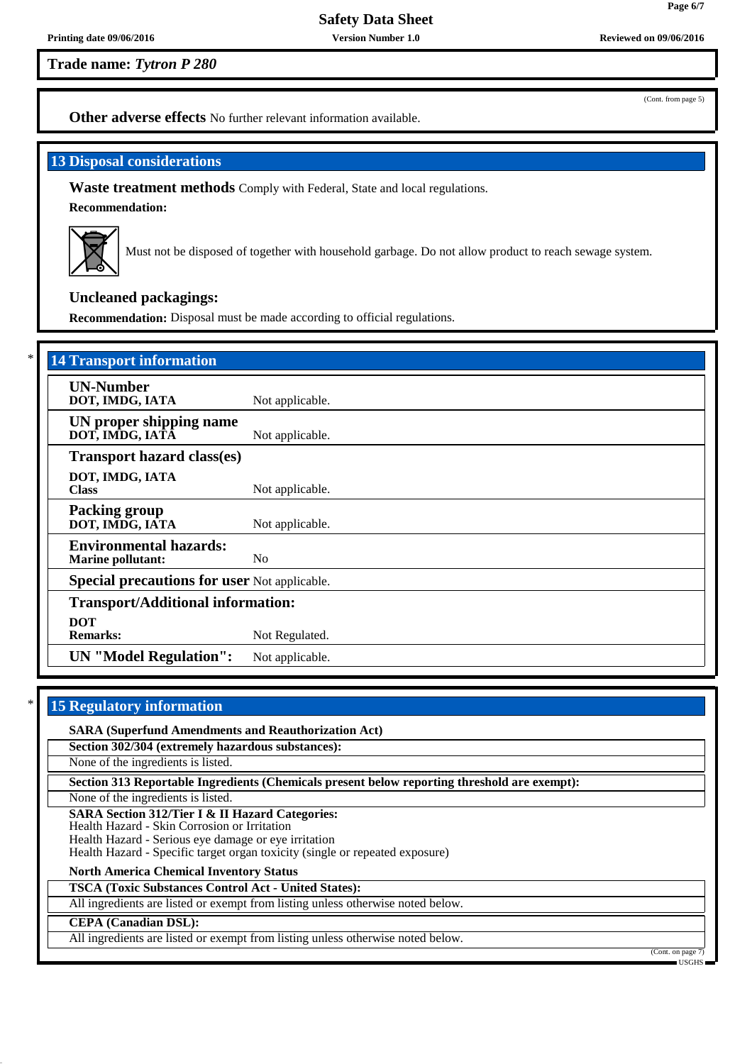**Trade name:** *Tytron P 280*

(Cont. from page 5)

**Other adverse effects** No further relevant information available.

## 13 Disposal considerations

**Waste treatment methods** Comply with Federal, State and local regulations.

**Recommendation:**

Must not be disposed of together with household garbage. Do not allow product to reach sewage system.

**Uncleaned packagings:**

**Recommendation:** Disposal must be made according to official regulations.

\*

## 14 Transport information

| | |
|---|---|
| **UN-Number** | |
| **DOT, IMDG, IATA** | Not applicable. |
| **UN proper shipping name** | |
| **DOT, IMDG, IATA** | Not applicable. |
| **Transport hazard class(es)** | |
| **DOT, IMDG, IATA** | |
| **Class** | Not applicable. |
| **Packing group** | |
| **DOT, IMDG, IATA** | Not applicable. |
| **Environmental hazards:** | |
| **Marine pollutant:** | No |
| **Special precautions for user** | Not applicable. |
| **Transport/Additional information:** | |
| **DOT** | |
| **Remarks:** | Not Regulated. |
| **UN "Model Regulation":** | Not applicable. |

\*

## 15 Regulatory information

**SARA (Superfund Amendments and Reauthorization Act)**

**Section 302/304 (extremely hazardous substances):**

None of the ingredients is listed.

**Section 313 Reportable Ingredients (Chemicals present below reporting threshold are exempt):**

None of the ingredients is listed.

**SARA Section 312/Tier I & II Hazard Categories:**

Health Hazard - Skin Corrosion or Irritation
Health Hazard - Serious eye damage or eye irritation
Health Hazard - Specific target organ toxicity (single or repeated exposure)

**North America Chemical Inventory Status**

**TSCA (Toxic Substances Control Act - United States):**

All ingredients are listed or exempt from listing unless otherwise noted below.

**CEPA (Canadian DSL):**

All ingredients are listed or exempt from listing unless otherwise noted below.

(Cont. on page 7)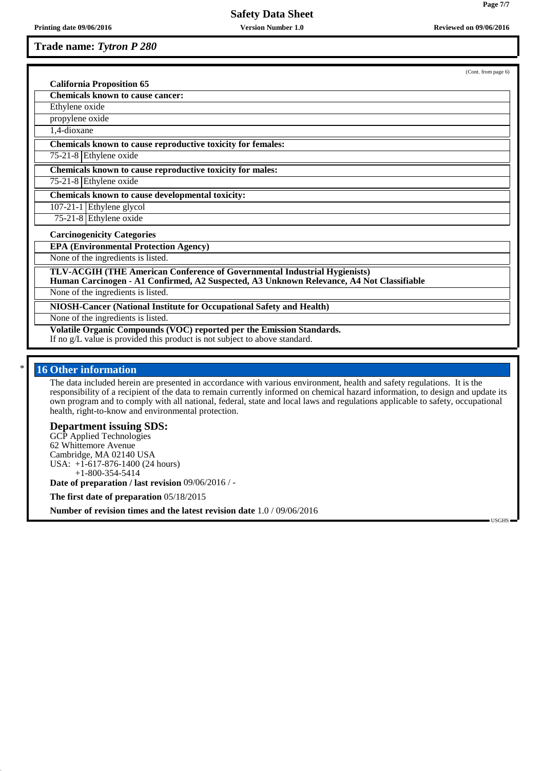**Trade name: *Tytron P 280***

(Cont. from page 6)

**California Proposition 65**

| **Chemicals known to cause cancer:** |
| --- |
| Ethylene oxide |
| propylene oxide |
| 1,4-dioxane |

| **Chemicals known to cause reproductive toxicity for females:** | |
| --- | --- |
| 75-21-8 | Ethylene oxide |

| **Chemicals known to cause reproductive toxicity for males:** | |
| --- | --- |
| 75-21-8 | Ethylene oxide |

| **Chemicals known to cause developmental toxicity:** | |
| --- | --- |
| 107-21-1 | Ethylene glycol |
| 75-21-8 | Ethylene oxide |

**Carcinogenicity Categories**

| **EPA (Environmental Protection Agency)** |
| --- |
| None of the ingredients is listed. |

| **TLV-ACGIH (THE American Conference of Governmental Industrial Hygienists) Human Carcinogen - A1 Confirmed, A2 Suspected, A3 Unknown Relevance, A4 Not Classifiable** |
| --- |
| None of the ingredients is listed. |

| **NIOSH-Cancer (National Institute for Occupational Safety and Health)** |
| --- |
| None of the ingredients is listed. |

**Volatile Organic Compounds (VOC) reported per the Emission Standards.**
If no g/L value is provided this product is not subject to above standard.

## * 16 Other information

The data included herein are presented in accordance with various environment, health and safety regulations. It is the responsibility of a recipient of the data to remain currently informed on chemical hazard information, to design and update its own program and to comply with all national, federal, state and local laws and regulations applicable to safety, occupational health, right-to-know and environmental protection.

### Department issuing SDS:

GCP Applied Technologies
62 Whittemore Avenue
Cambridge, MA 02140 USA
USA: +1-617-876-1400 (24 hours)
+1-800-354-5414

**Date of preparation / last revision** 09/06/2016 / -

**The first date of preparation** 05/18/2015

**Number of revision times and the latest revision date** 1.0 / 09/06/2016